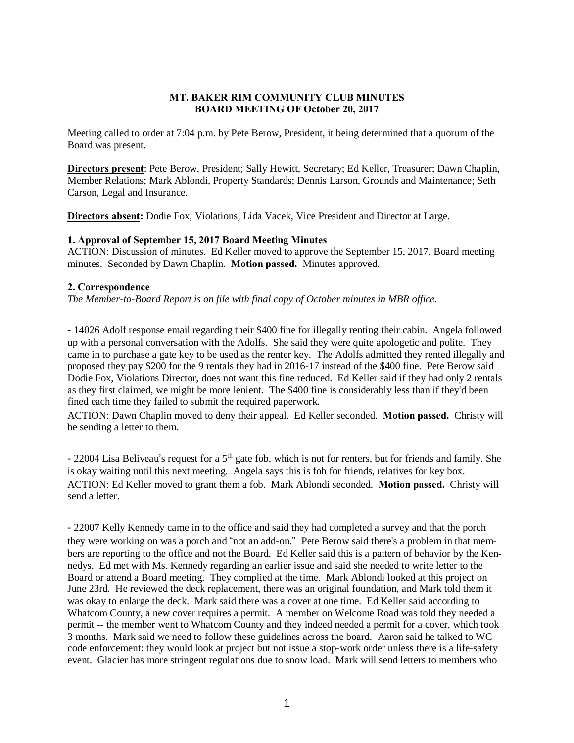**MT. BAKER RIM COMMUNITY CLUB MINUTES**
**BOARD MEETING OF October 20, 2017**

Meeting called to order at 7:04 p.m. by Pete Berow, President, it being determined that a quorum of the Board was present.

**Directors present**: Pete Berow, President; Sally Hewitt, Secretary; Ed Keller, Treasurer; Dawn Chaplin, Member Relations; Mark Ablondi, Property Standards; Dennis Larson, Grounds and Maintenance; Seth Carson, Legal and Insurance.

**Directors absent:** Dodie Fox, Violations; Lida Vacek, Vice President and Director at Large.

**1. Approval of September 15, 2017 Board Meeting Minutes**
ACTION: Discussion of minutes. Ed Keller moved to approve the September 15, 2017, Board meeting minutes. Seconded by Dawn Chaplin. **Motion passed.** Minutes approved.

**2. Correspondence**
*The Member-to-Board Report is on file with final copy of October minutes in MBR office.*

- 14026 Adolf response email regarding their $400 fine for illegally renting their cabin. Angela followed up with a personal conversation with the Adolfs. She said they were quite apologetic and polite. They came in to purchase a gate key to be used as the renter key. The Adolfs admitted they rented illegally and proposed they pay $200 for the 9 rentals they had in 2016-17 instead of the $400 fine. Pete Berow said Dodie Fox, Violations Director, does not want this fine reduced. Ed Keller said if they had only 2 rentals as they first claimed, we might be more lenient. The $400 fine is considerably less than if they'd been fined each time they failed to submit the required paperwork.
ACTION: Dawn Chaplin moved to deny their appeal. Ed Keller seconded. **Motion passed.** Christy will be sending a letter to them.

- 22004 Lisa Beliveau's request for a 5th gate fob, which is not for renters, but for friends and family. She is okay waiting until this next meeting. Angela says this is fob for friends, relatives for key box.
ACTION: Ed Keller moved to grant them a fob. Mark Ablondi seconded. **Motion passed.** Christy will send a letter.

- 22007 Kelly Kennedy came in to the office and said they had completed a survey and that the porch they were working on was a porch and "not an add-on." Pete Berow said there's a problem in that members are reporting to the office and not the Board. Ed Keller said this is a pattern of behavior by the Kennedys. Ed met with Ms. Kennedy regarding an earlier issue and said she needed to write letter to the Board or attend a Board meeting. They complied at the time. Mark Ablondi looked at this project on June 23rd. He reviewed the deck replacement, there was an original foundation, and Mark told them it was okay to enlarge the deck. Mark said there was a cover at one time. Ed Keller said according to Whatcom County, a new cover requires a permit. A member on Welcome Road was told they needed a permit -- the member went to Whatcom County and they indeed needed a permit for a cover, which took 3 months. Mark said we need to follow these guidelines across the board. Aaron said he talked to WC code enforcement: they would look at project but not issue a stop-work order unless there is a life-safety event. Glacier has more stringent regulations due to snow load. Mark will send letters to members who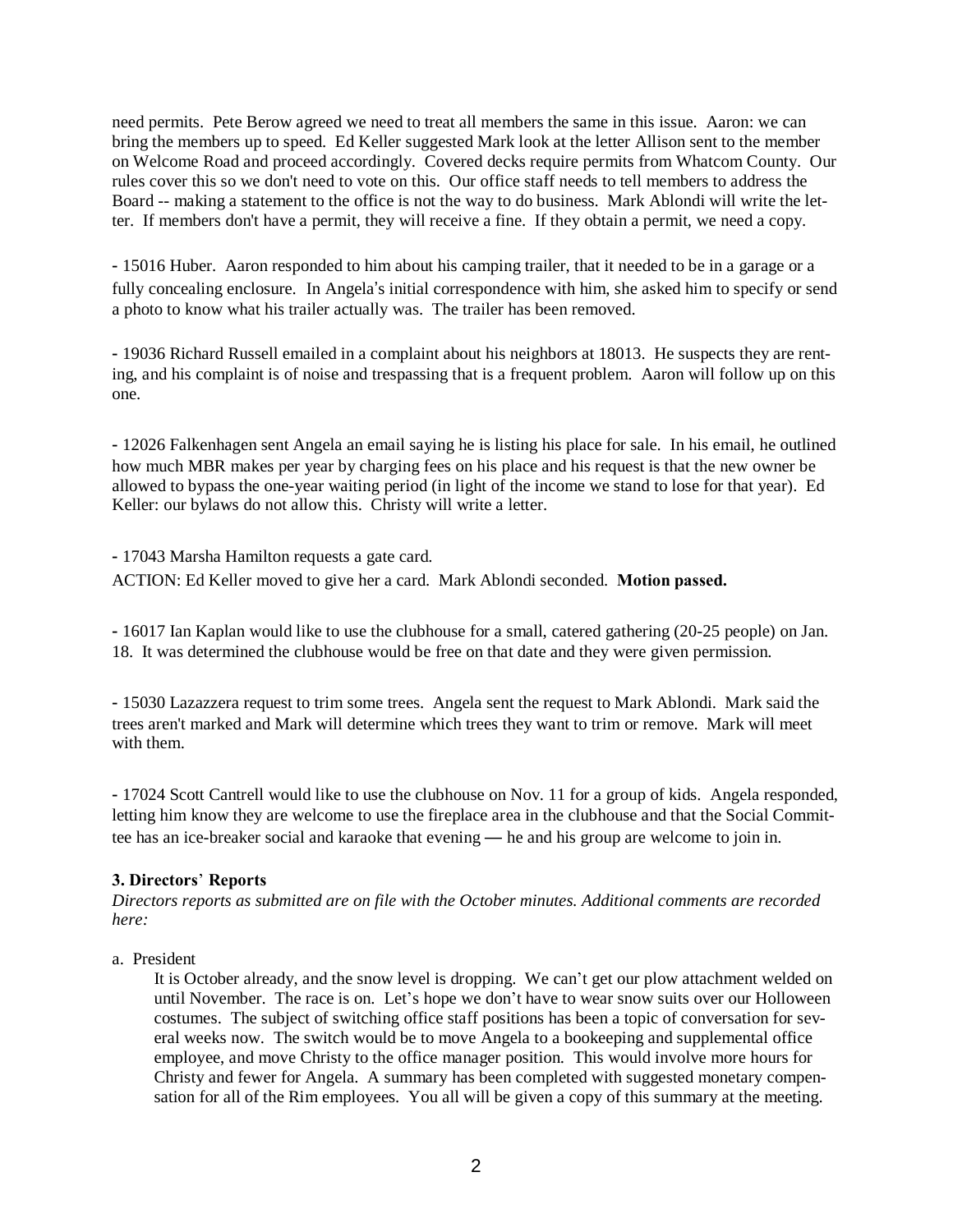need permits. Pete Berow agreed we need to treat all members the same in this issue. Aaron: we can bring the members up to speed. Ed Keller suggested Mark look at the letter Allison sent to the member on Welcome Road and proceed accordingly. Covered decks require permits from Whatcom County. Our rules cover this so we don't need to vote on this. Our office staff needs to tell members to address the Board -- making a statement to the office is not the way to do business. Mark Ablondi will write the letter. If members don't have a permit, they will receive a fine. If they obtain a permit, we need a copy.

- 15016 Huber. Aaron responded to him about his camping trailer, that it needed to be in a garage or a fully concealing enclosure. In Angela's initial correspondence with him, she asked him to specify or send a photo to know what his trailer actually was. The trailer has been removed.

- 19036 Richard Russell emailed in a complaint about his neighbors at 18013. He suspects they are renting, and his complaint is of noise and trespassing that is a frequent problem. Aaron will follow up on this one.

- 12026 Falkenhagen sent Angela an email saying he is listing his place for sale. In his email, he outlined how much MBR makes per year by charging fees on his place and his request is that the new owner be allowed to bypass the one-year waiting period (in light of the income we stand to lose for that year). Ed Keller: our bylaws do not allow this. Christy will write a letter.

- 17043 Marsha Hamilton requests a gate card.

ACTION: Ed Keller moved to give her a card. Mark Ablondi seconded. **Motion passed.**

- 16017 Ian Kaplan would like to use the clubhouse for a small, catered gathering (20-25 people) on Jan. 18. It was determined the clubhouse would be free on that date and they were given permission.

- 15030 Lazazzera request to trim some trees. Angela sent the request to Mark Ablondi. Mark said the trees aren't marked and Mark will determine which trees they want to trim or remove. Mark will meet with them.

- 17024 Scott Cantrell would like to use the clubhouse on Nov. 11 for a group of kids. Angela responded, letting him know they are welcome to use the fireplace area in the clubhouse and that the Social Committee has an ice-breaker social and karaoke that evening — he and his group are welcome to join in.

### 3. Directors' Reports

*Directors reports as submitted are on file with the October minutes. Additional comments are recorded here:*

a. President

It is October already, and the snow level is dropping. We can't get our plow attachment welded on until November. The race is on. Let's hope we don't have to wear snow suits over our Holloween costumes. The subject of switching office staff positions has been a topic of conversation for several weeks now. The switch would be to move Angela to a bookeeping and supplemental office employee, and move Christy to the office manager position. This would involve more hours for Christy and fewer for Angela. A summary has been completed with suggested monetary compensation for all of the Rim employees. You all will be given a copy of this summary at the meeting.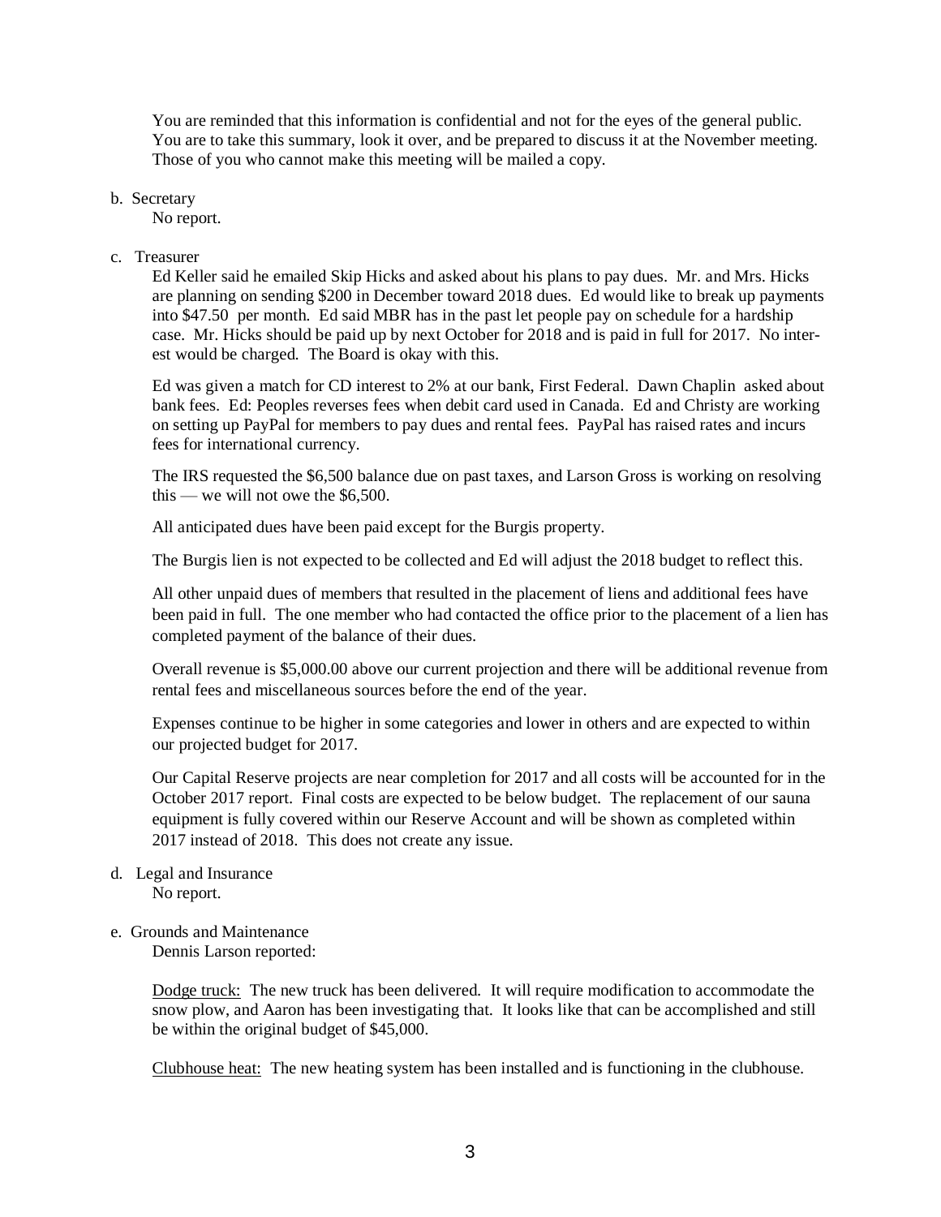You are reminded that this information is confidential and not for the eyes of the general public. You are to take this summary, look it over, and be prepared to discuss it at the November meeting. Those of you who cannot make this meeting will be mailed a copy.

b. Secretary

No report.

c. Treasurer

Ed Keller said he emailed Skip Hicks and asked about his plans to pay dues. Mr. and Mrs. Hicks are planning on sending $200 in December toward 2018 dues. Ed would like to break up payments into $47.50 per month. Ed said MBR has in the past let people pay on schedule for a hardship case. Mr. Hicks should be paid up by next October for 2018 and is paid in full for 2017. No interest would be charged. The Board is okay with this.

Ed was given a match for CD interest to 2% at our bank, First Federal. Dawn Chaplin asked about bank fees. Ed: Peoples reverses fees when debit card used in Canada. Ed and Christy are working on setting up PayPal for members to pay dues and rental fees. PayPal has raised rates and incurs fees for international currency.

The IRS requested the $6,500 balance due on past taxes, and Larson Gross is working on resolving this — we will not owe the $6,500.

All anticipated dues have been paid except for the Burgis property.

The Burgis lien is not expected to be collected and Ed will adjust the 2018 budget to reflect this.

All other unpaid dues of members that resulted in the placement of liens and additional fees have been paid in full. The one member who had contacted the office prior to the placement of a lien has completed payment of the balance of their dues.

Overall revenue is $5,000.00 above our current projection and there will be additional revenue from rental fees and miscellaneous sources before the end of the year.

Expenses continue to be higher in some categories and lower in others and are expected to within our projected budget for 2017.

Our Capital Reserve projects are near completion for 2017 and all costs will be accounted for in the October 2017 report. Final costs are expected to be below budget. The replacement of our sauna equipment is fully covered within our Reserve Account and will be shown as completed within 2017 instead of 2018. This does not create any issue.

d. Legal and Insurance

No report.

e. Grounds and Maintenance

Dennis Larson reported:

Dodge truck: The new truck has been delivered. It will require modification to accommodate the snow plow, and Aaron has been investigating that. It looks like that can be accomplished and still be within the original budget of $45,000.

Clubhouse heat: The new heating system has been installed and is functioning in the clubhouse.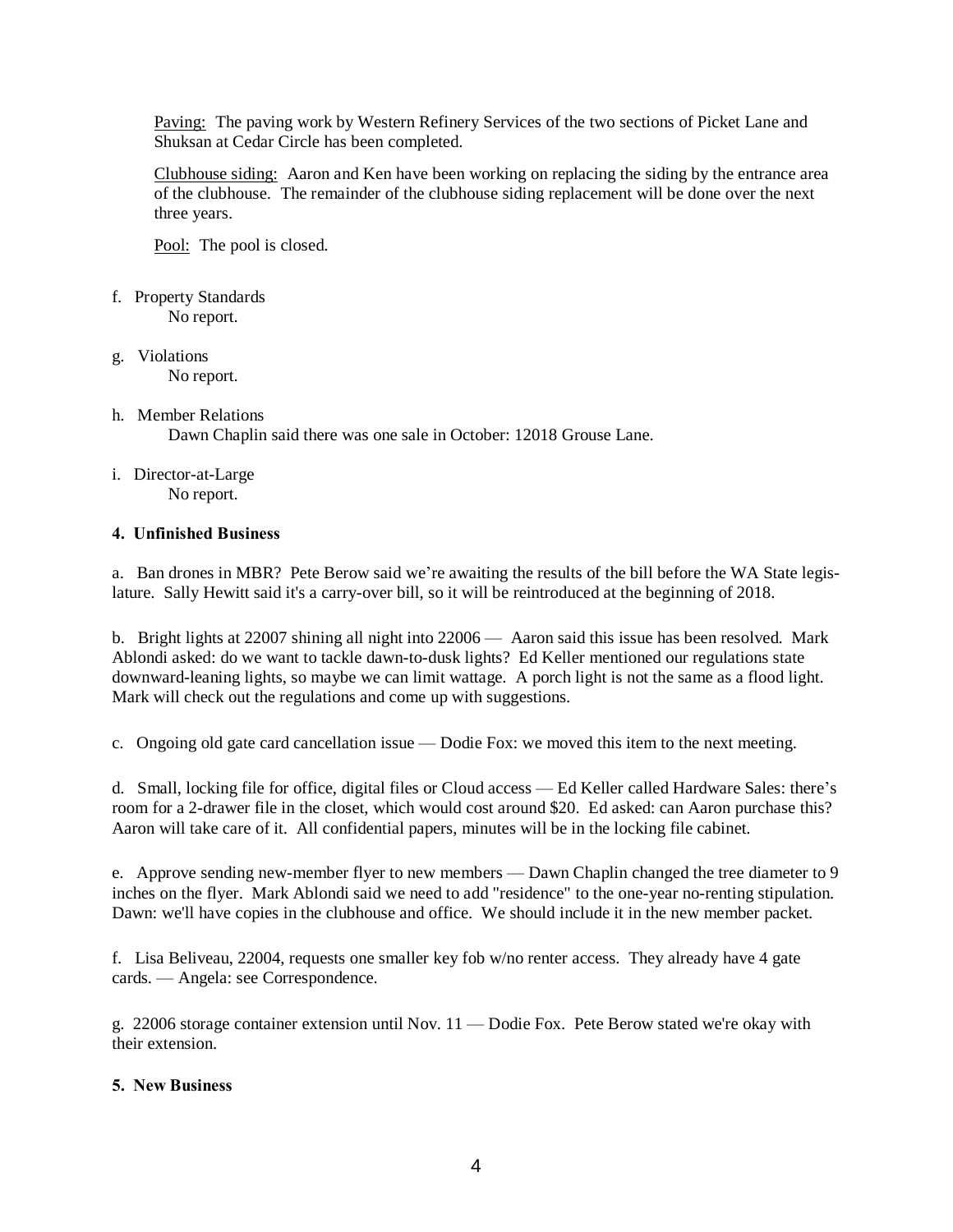Paving: The paving work by Western Refinery Services of the two sections of Picket Lane and Shuksan at Cedar Circle has been completed.

Clubhouse siding: Aaron and Ken have been working on replacing the siding by the entrance area of the clubhouse. The remainder of the clubhouse siding replacement will be done over the next three years.

Pool: The pool is closed.

f. Property Standards
   No report.

g. Violations
   No report.

h. Member Relations
   Dawn Chaplin said there was one sale in October: 12018 Grouse Lane.

i. Director-at-Large
   No report.

**4. Unfinished Business**

a. Ban drones in MBR? Pete Berow said we're awaiting the results of the bill before the WA State legislature. Sally Hewitt said it's a carry-over bill, so it will be reintroduced at the beginning of 2018.

b. Bright lights at 22007 shining all night into 22006 — Aaron said this issue has been resolved. Mark Ablondi asked: do we want to tackle dawn-to-dusk lights? Ed Keller mentioned our regulations state downward-leaning lights, so maybe we can limit wattage. A porch light is not the same as a flood light. Mark will check out the regulations and come up with suggestions.

c. Ongoing old gate card cancellation issue — Dodie Fox: we moved this item to the next meeting.

d. Small, locking file for office, digital files or Cloud access — Ed Keller called Hardware Sales: there's room for a 2-drawer file in the closet, which would cost around $20. Ed asked: can Aaron purchase this? Aaron will take care of it. All confidential papers, minutes will be in the locking file cabinet.

e. Approve sending new-member flyer to new members — Dawn Chaplin changed the tree diameter to 9 inches on the flyer. Mark Ablondi said we need to add "residence" to the one-year no-renting stipulation. Dawn: we'll have copies in the clubhouse and office. We should include it in the new member packet.

f. Lisa Beliveau, 22004, requests one smaller key fob w/no renter access. They already have 4 gate cards. — Angela: see Correspondence.

g. 22006 storage container extension until Nov. 11 — Dodie Fox. Pete Berow stated we're okay with their extension.

**5. New Business**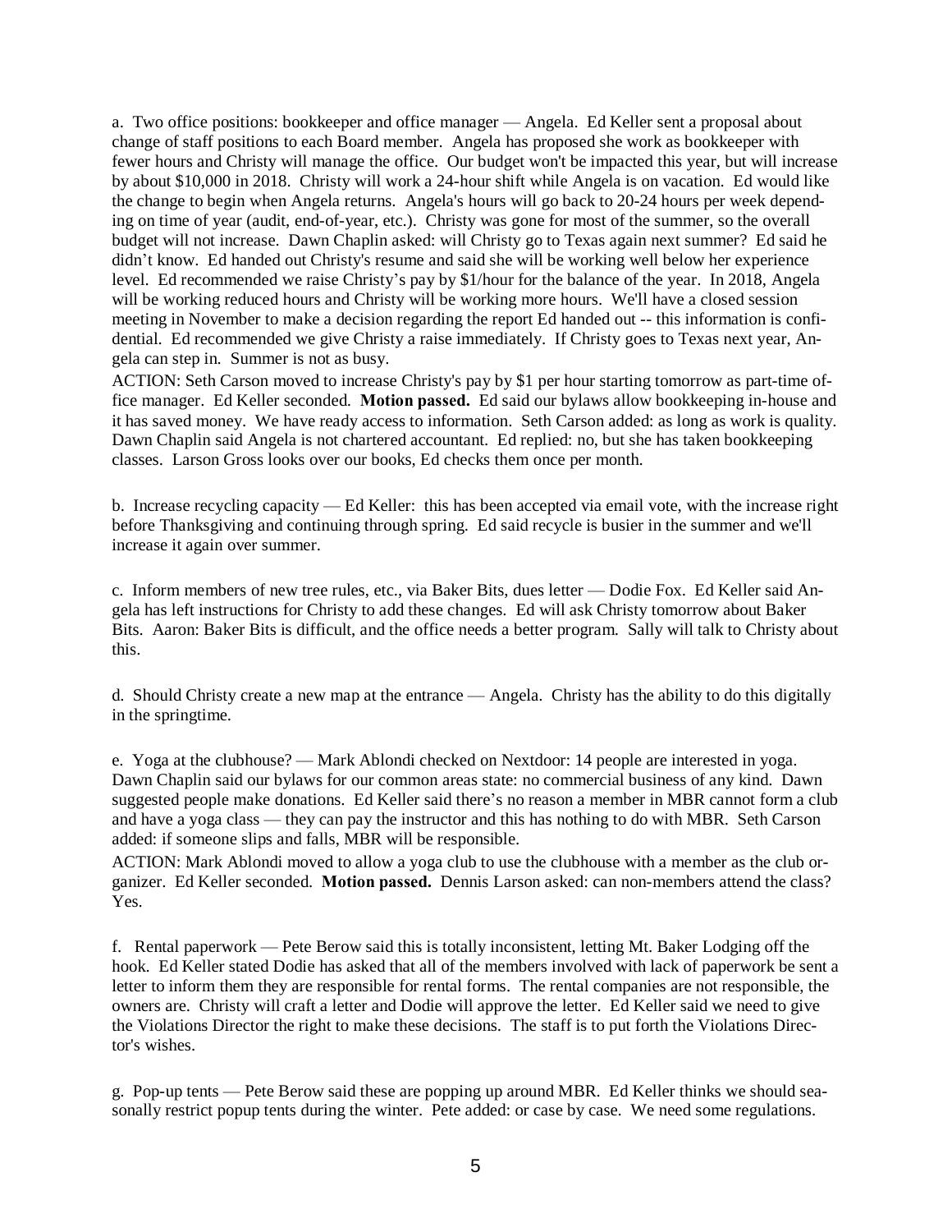a. Two office positions: bookkeeper and office manager — Angela. Ed Keller sent a proposal about change of staff positions to each Board member. Angela has proposed she work as bookkeeper with fewer hours and Christy will manage the office. Our budget won't be impacted this year, but will increase by about $10,000 in 2018. Christy will work a 24-hour shift while Angela is on vacation. Ed would like the change to begin when Angela returns. Angela's hours will go back to 20-24 hours per week depending on time of year (audit, end-of-year, etc.). Christy was gone for most of the summer, so the overall budget will not increase. Dawn Chaplin asked: will Christy go to Texas again next summer? Ed said he didn't know. Ed handed out Christy's resume and said she will be working well below her experience level. Ed recommended we raise Christy's pay by $1/hour for the balance of the year. In 2018, Angela will be working reduced hours and Christy will be working more hours. We'll have a closed session meeting in November to make a decision regarding the report Ed handed out -- this information is confidential. Ed recommended we give Christy a raise immediately. If Christy goes to Texas next year, Angela can step in. Summer is not as busy.

ACTION: Seth Carson moved to increase Christy's pay by $1 per hour starting tomorrow as part-time office manager. Ed Keller seconded. **Motion passed.** Ed said our bylaws allow bookkeeping in-house and it has saved money. We have ready access to information. Seth Carson added: as long as work is quality. Dawn Chaplin said Angela is not chartered accountant. Ed replied: no, but she has taken bookkeeping classes. Larson Gross looks over our books, Ed checks them once per month.

b. Increase recycling capacity — Ed Keller: this has been accepted via email vote, with the increase right before Thanksgiving and continuing through spring. Ed said recycle is busier in the summer and we'll increase it again over summer.

c. Inform members of new tree rules, etc., via Baker Bits, dues letter — Dodie Fox. Ed Keller said Angela has left instructions for Christy to add these changes. Ed will ask Christy tomorrow about Baker Bits. Aaron: Baker Bits is difficult, and the office needs a better program. Sally will talk to Christy about this.

d. Should Christy create a new map at the entrance — Angela. Christy has the ability to do this digitally in the springtime.

e. Yoga at the clubhouse? — Mark Ablondi checked on Nextdoor: 14 people are interested in yoga. Dawn Chaplin said our bylaws for our common areas state: no commercial business of any kind. Dawn suggested people make donations. Ed Keller said there's no reason a member in MBR cannot form a club and have a yoga class — they can pay the instructor and this has nothing to do with MBR. Seth Carson added: if someone slips and falls, MBR will be responsible.

ACTION: Mark Ablondi moved to allow a yoga club to use the clubhouse with a member as the club organizer. Ed Keller seconded. **Motion passed.** Dennis Larson asked: can non-members attend the class? Yes.

f. Rental paperwork — Pete Berow said this is totally inconsistent, letting Mt. Baker Lodging off the hook. Ed Keller stated Dodie has asked that all of the members involved with lack of paperwork be sent a letter to inform them they are responsible for rental forms. The rental companies are not responsible, the owners are. Christy will craft a letter and Dodie will approve the letter. Ed Keller said we need to give the Violations Director the right to make these decisions. The staff is to put forth the Violations Director's wishes.

g. Pop-up tents — Pete Berow said these are popping up around MBR. Ed Keller thinks we should seasonally restrict popup tents during the winter. Pete added: or case by case. We need some regulations.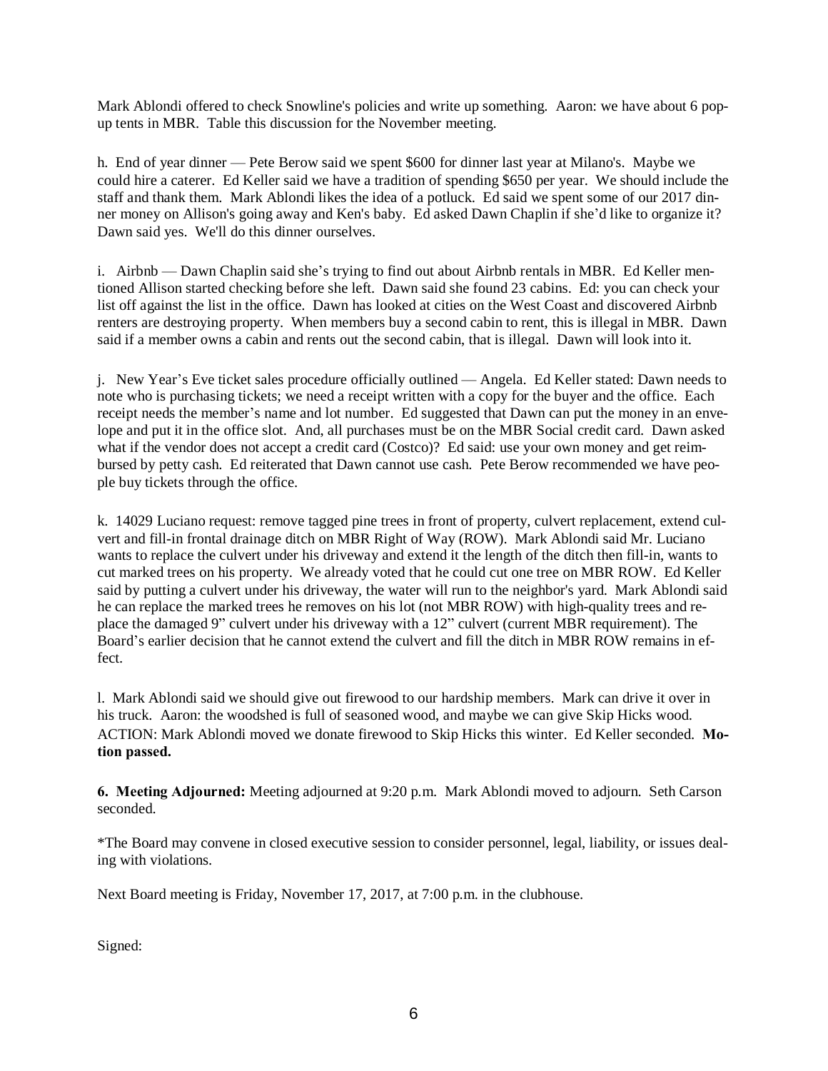Mark Ablondi offered to check Snowline's policies and write up something. Aaron: we have about 6 pop-up tents in MBR. Table this discussion for the November meeting.

h. End of year dinner — Pete Berow said we spent $600 for dinner last year at Milano's. Maybe we could hire a caterer. Ed Keller said we have a tradition of spending $650 per year. We should include the staff and thank them. Mark Ablondi likes the idea of a potluck. Ed said we spent some of our 2017 dinner money on Allison's going away and Ken's baby. Ed asked Dawn Chaplin if she'd like to organize it? Dawn said yes. We'll do this dinner ourselves.

i. Airbnb — Dawn Chaplin said she's trying to find out about Airbnb rentals in MBR. Ed Keller mentioned Allison started checking before she left. Dawn said she found 23 cabins. Ed: you can check your list off against the list in the office. Dawn has looked at cities on the West Coast and discovered Airbnb renters are destroying property. When members buy a second cabin to rent, this is illegal in MBR. Dawn said if a member owns a cabin and rents out the second cabin, that is illegal. Dawn will look into it.

j. New Year's Eve ticket sales procedure officially outlined — Angela. Ed Keller stated: Dawn needs to note who is purchasing tickets; we need a receipt written with a copy for the buyer and the office. Each receipt needs the member's name and lot number. Ed suggested that Dawn can put the money in an envelope and put it in the office slot. And, all purchases must be on the MBR Social credit card. Dawn asked what if the vendor does not accept a credit card (Costco)? Ed said: use your own money and get reimbursed by petty cash. Ed reiterated that Dawn cannot use cash. Pete Berow recommended we have people buy tickets through the office.

k. 14029 Luciano request: remove tagged pine trees in front of property, culvert replacement, extend culvert and fill-in frontal drainage ditch on MBR Right of Way (ROW). Mark Ablondi said Mr. Luciano wants to replace the culvert under his driveway and extend it the length of the ditch then fill-in, wants to cut marked trees on his property. We already voted that he could cut one tree on MBR ROW. Ed Keller said by putting a culvert under his driveway, the water will run to the neighbor's yard. Mark Ablondi said he can replace the marked trees he removes on his lot (not MBR ROW) with high-quality trees and replace the damaged 9" culvert under his driveway with a 12" culvert (current MBR requirement). The Board's earlier decision that he cannot extend the culvert and fill the ditch in MBR ROW remains in effect.

l. Mark Ablondi said we should give out firewood to our hardship members. Mark can drive it over in his truck. Aaron: the woodshed is full of seasoned wood, and maybe we can give Skip Hicks wood. ACTION: Mark Ablondi moved we donate firewood to Skip Hicks this winter. Ed Keller seconded. **Motion passed.**

**6. Meeting Adjourned:** Meeting adjourned at 9:20 p.m. Mark Ablondi moved to adjourn. Seth Carson seconded.

*The Board may convene in closed executive session to consider personnel, legal, liability, or issues dealing with violations.

Next Board meeting is Friday, November 17, 2017, at 7:00 p.m. in the clubhouse.

Signed: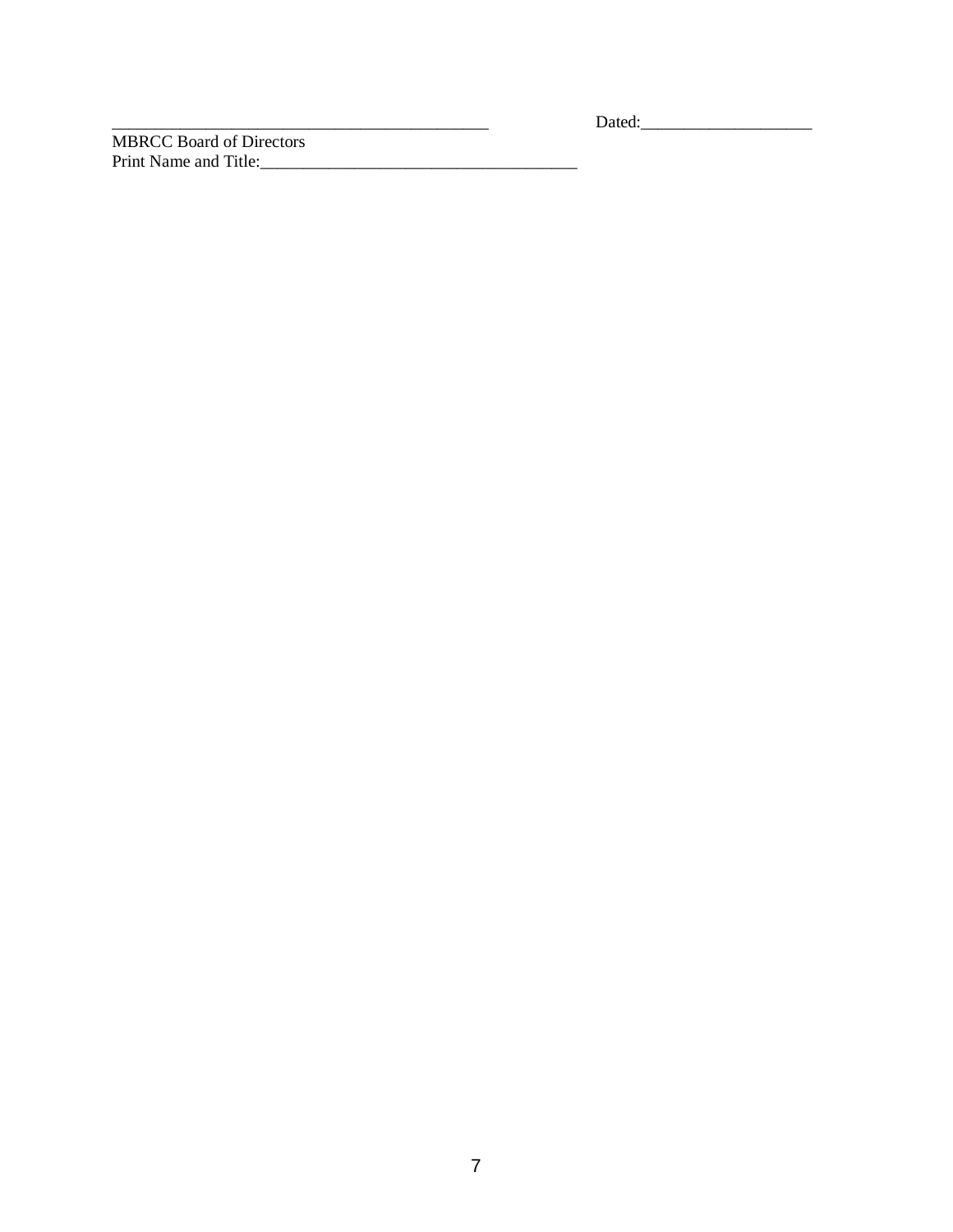_______________________________________________ Dated:_____________________

MBRCC Board of Directors

Print Name and Title:______________________________________